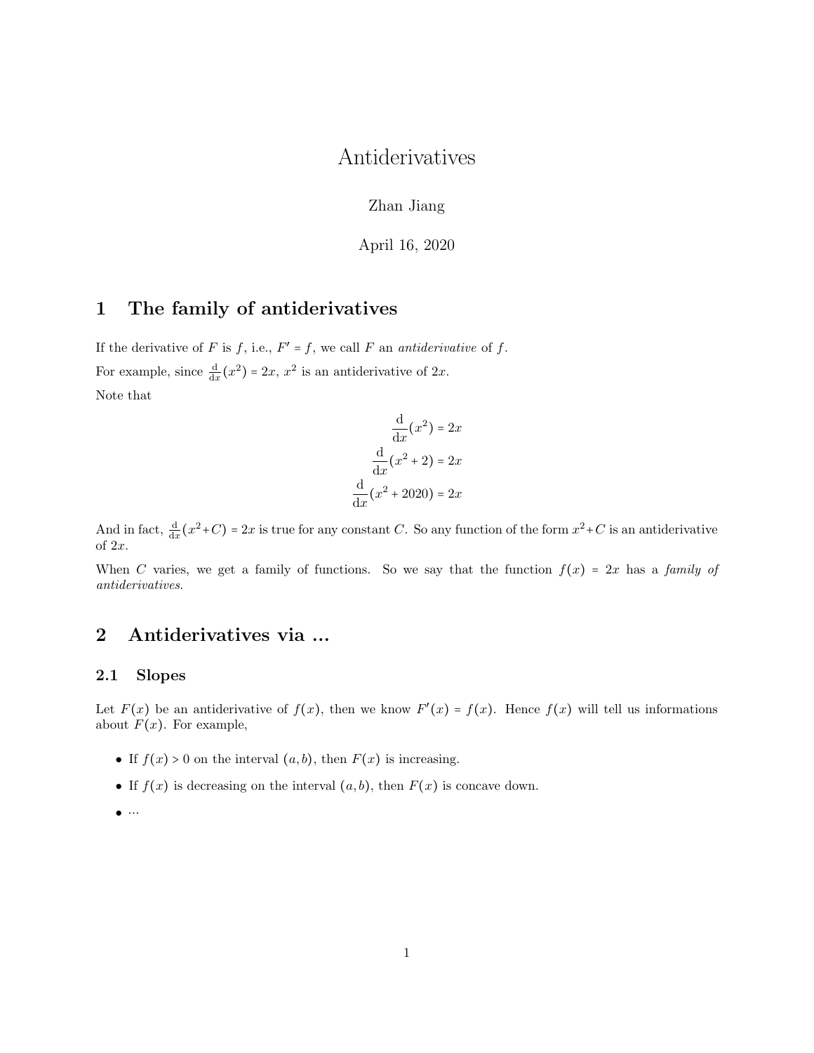# Antiderivatives

Zhan Jiang

April 16, 2020

## 1 The family of antiderivatives

If the derivative of $F$ is $f$, i.e., $F' = f$, we call $F$ an *antiderivative* of $f$.

For example, since $\frac{\mathrm{d}}{\mathrm{d}x}(x^2) = 2x$, $x^2$ is an antiderivative of $2x$.

Note that

$$
\begin{aligned}
\frac{\mathrm{d}}{\mathrm{d}x}(x^2) &= 2x \\
\frac{\mathrm{d}}{\mathrm{d}x}(x^2 + 2) &= 2x \\
\frac{\mathrm{d}}{\mathrm{d}x}(x^2 + 2020) &= 2x
\end{aligned}
$$

And in fact, $\frac{\mathrm{d}}{\mathrm{d}x}(x^2+C) = 2x$ is true for any constant $C$. So any function of the form $x^2+C$ is an antiderivative of $2x$.

When $C$ varies, we get a family of functions. So we say that the function $f(x) = 2x$ has a *family of antiderivatives*.

## 2 Antiderivatives via ...

### 2.1 Slopes

Let $F(x)$ be an antiderivative of $f(x)$, then we know $F'(x) = f(x)$. Hence $f(x)$ will tell us informations about $F(x)$. For example,

- If $f(x) > 0$ on the interval $(a, b)$, then $F(x)$ is increasing.
- If $f(x)$ is decreasing on the interval $(a, b)$, then $F(x)$ is concave down.
- ...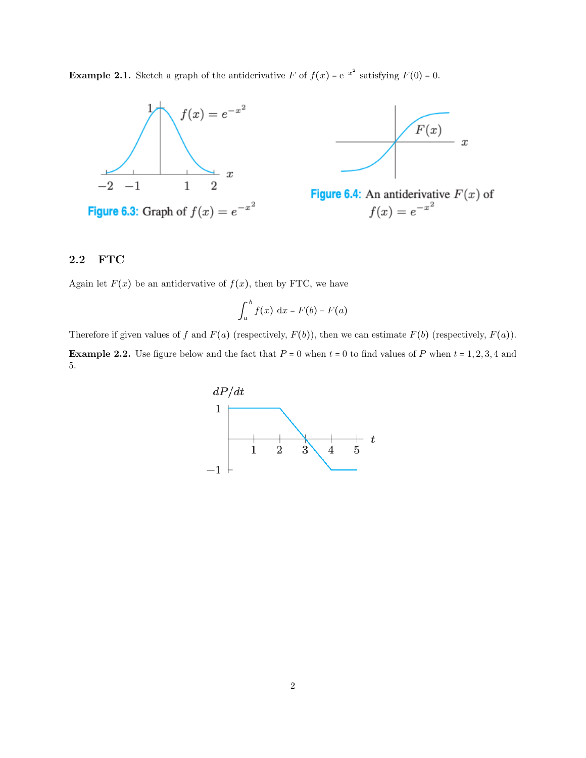**Example 2.1.** Sketch a graph of the antiderivative $F$ of $f(x) = e^{-x^2}$ satisfying $F(0) = 0$.

Figure 6.3: Graph of $f(x) = e^{-x^2}$

Figure 6.4: An antiderivative $F(x)$ of $f(x) = e^{-x^2}$

## 2.2 FTC

Again let $F(x)$ be an antidervative of $f(x)$, then by FTC, we have

$$\int_a^b f(x)\, dx = F(b) - F(a)$$

Therefore if given values of $f$ and $F(a)$ (respectively, $F(b)$), then we can estimate $F(b)$ (respectively, $F(a)$).

**Example 2.2.** Use figure below and the fact that $P = 0$ when $t = 0$ to find values of $P$ when $t = 1, 2, 3, 4$ and 5.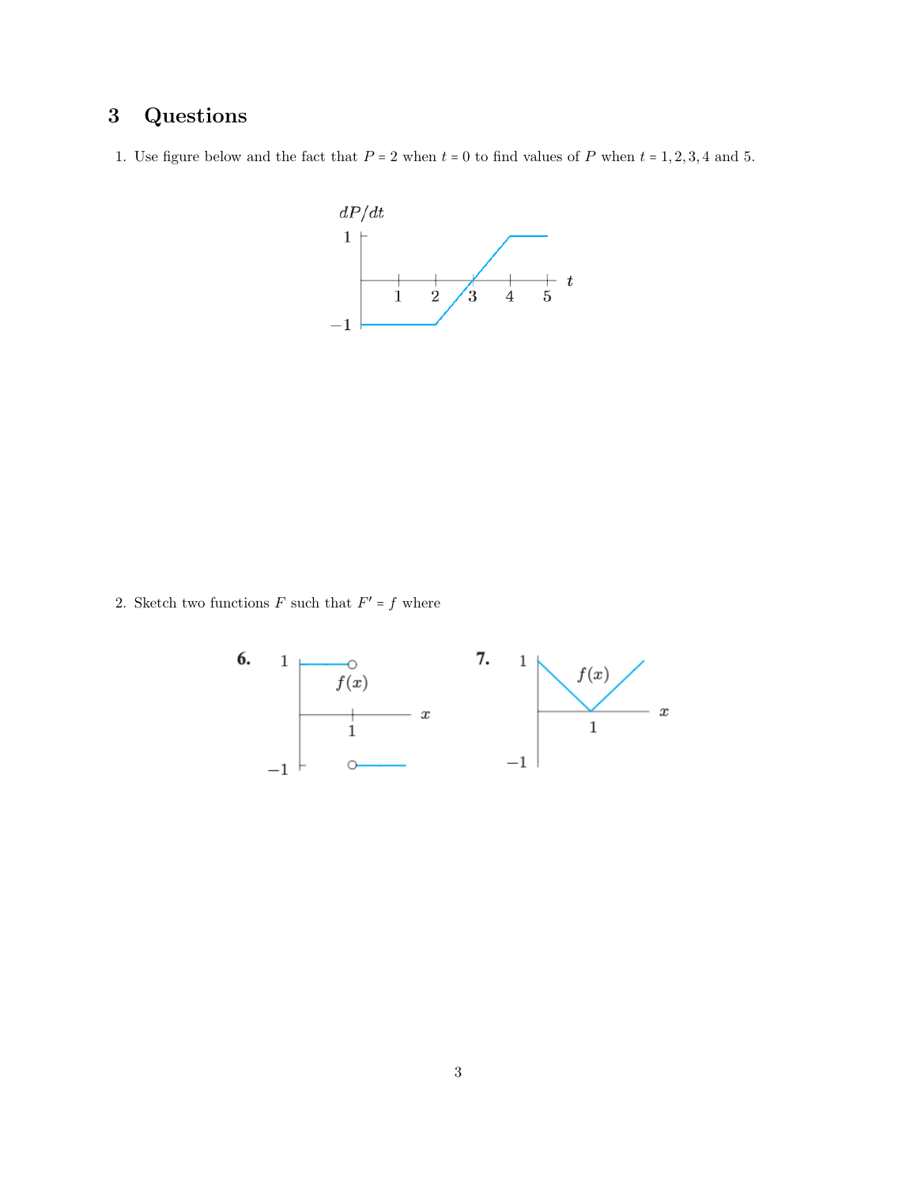## 3 Questions

1. Use figure below and the fact that $P = 2$ when $t = 0$ to find values of $P$ when $t = 1, 2, 3, 4$ and $5$.

2. Sketch two functions $F$ such that $F' = f$ where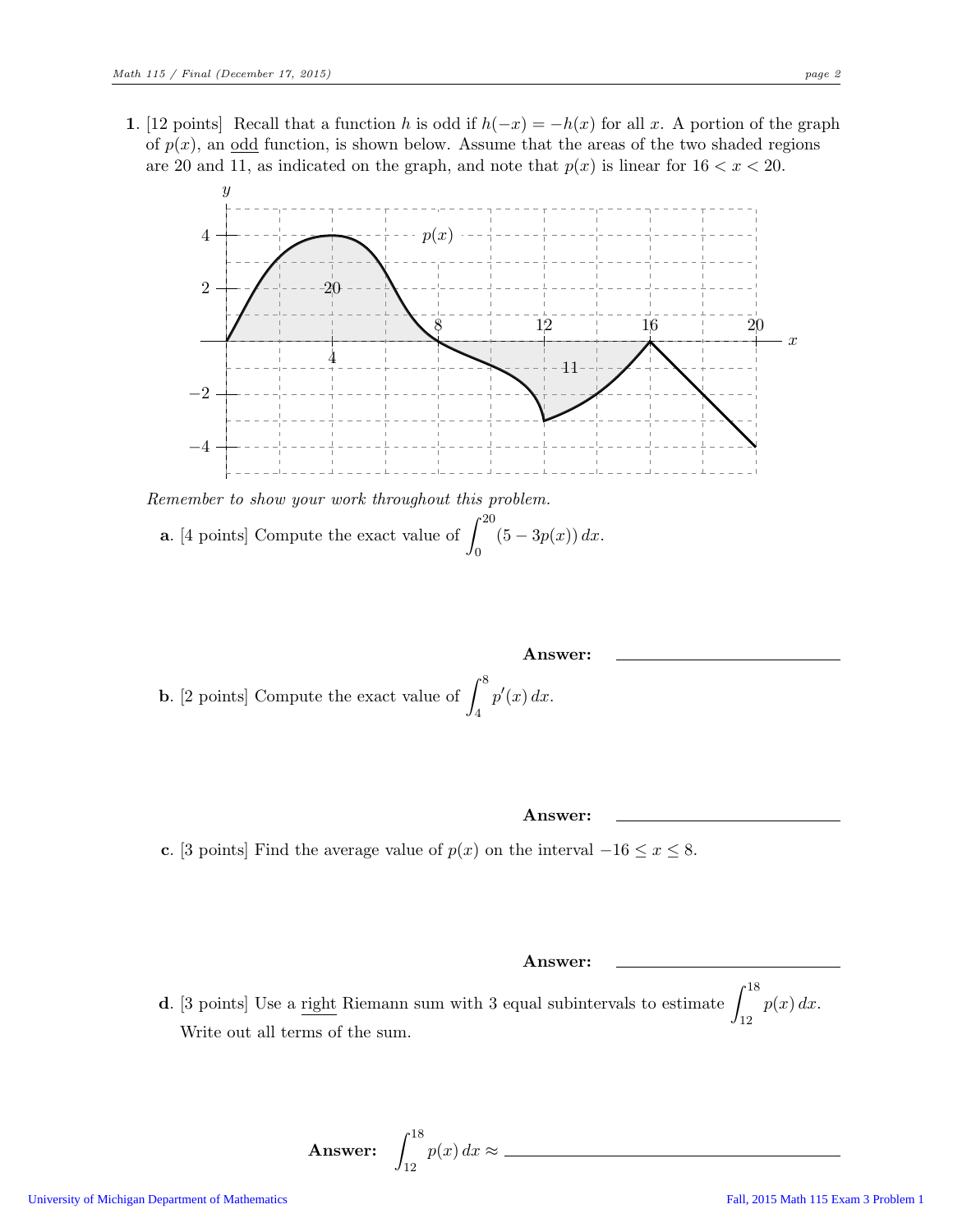**1**. [12 points] Recall that a function $h$ is odd if $h(-x) = -h(x)$ for all $x$. A portion of the graph of $p(x)$, an odd function, is shown below. Assume that the areas of the two shaded regions are 20 and 11, as indicated on the graph, and note that $p(x)$ is linear for $16 < x < 20$.

*Remember to show your work throughout this problem.*

**a**. [4 points] Compute the exact value of $\displaystyle\int_0^{20} (5 - 3p(x))\,dx$.

**Answer:** \_\_\_\_\_\_\_\_\_\_\_\_\_\_\_\_\_\_\_\_

**b**. [2 points] Compute the exact value of $\displaystyle\int_4^8 p'(x)\,dx$.

**Answer:** \_\_\_\_\_\_\_\_\_\_\_\_\_\_\_\_\_\_\_\_

**c**. [3 points] Find the average value of $p(x)$ on the interval $-16 \leq x \leq 8$.

**Answer:** \_\_\_\_\_\_\_\_\_\_\_\_\_\_\_\_\_\_\_\_

**d**. [3 points] Use a right Riemann sum with 3 equal subintervals to estimate $\displaystyle\int_{12}^{18} p(x)\,dx$. Write out all terms of the sum.

**Answer:** $\displaystyle\int_{12}^{18} p(x)\,dx \approx$ \_\_\_\_\_\_\_\_\_\_\_\_\_\_\_\_\_\_\_\_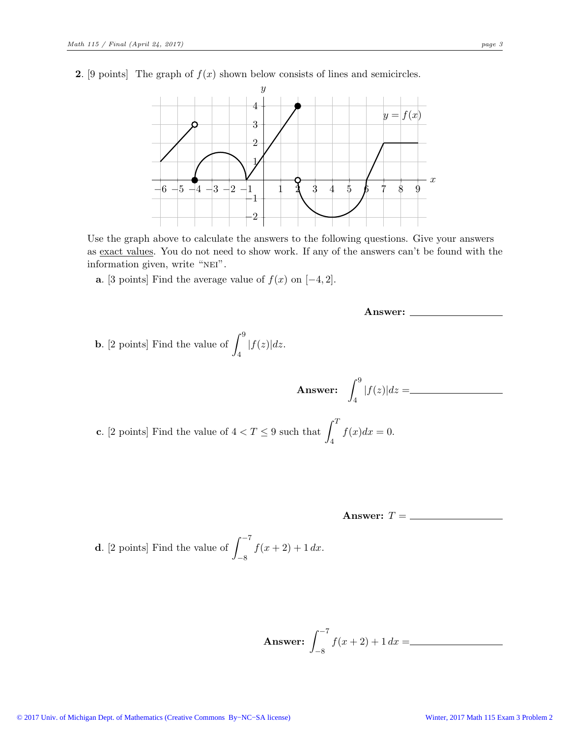**2**. [9 points] The graph of $f(x)$ shown below consists of lines and semicircles.

Use the graph above to calculate the answers to the following questions. Give your answers as <u>exact values</u>. You do not need to show work. If any of the answers can't be found with the information given, write "NEI".

**a**. [3 points] Find the average value of $f(x)$ on $[-4, 2]$.

**Answer:** \_\_\_\_\_\_\_\_\_\_\_\_\_\_\_\_\_\_

**b**. [2 points] Find the value of $\int_4^9 |f(z)|dz$.

**Answer:** $\int_4^9 |f(z)|dz =$ \_\_\_\_\_\_\_\_\_\_\_\_\_\_\_\_\_\_

**c**. [2 points] Find the value of $4 < T \leq 9$ such that $\int_4^T f(x)dx = 0$.

**Answer:** $T =$ \_\_\_\_\_\_\_\_\_\_\_\_\_\_\_\_\_\_

**d**. [2 points] Find the value of $\int_{-8}^{-7} f(x+2) + 1\, dx$.

**Answer:** $\int_{-8}^{-7} f(x+2) + 1\, dx =$ \_\_\_\_\_\_\_\_\_\_\_\_\_\_\_\_\_\_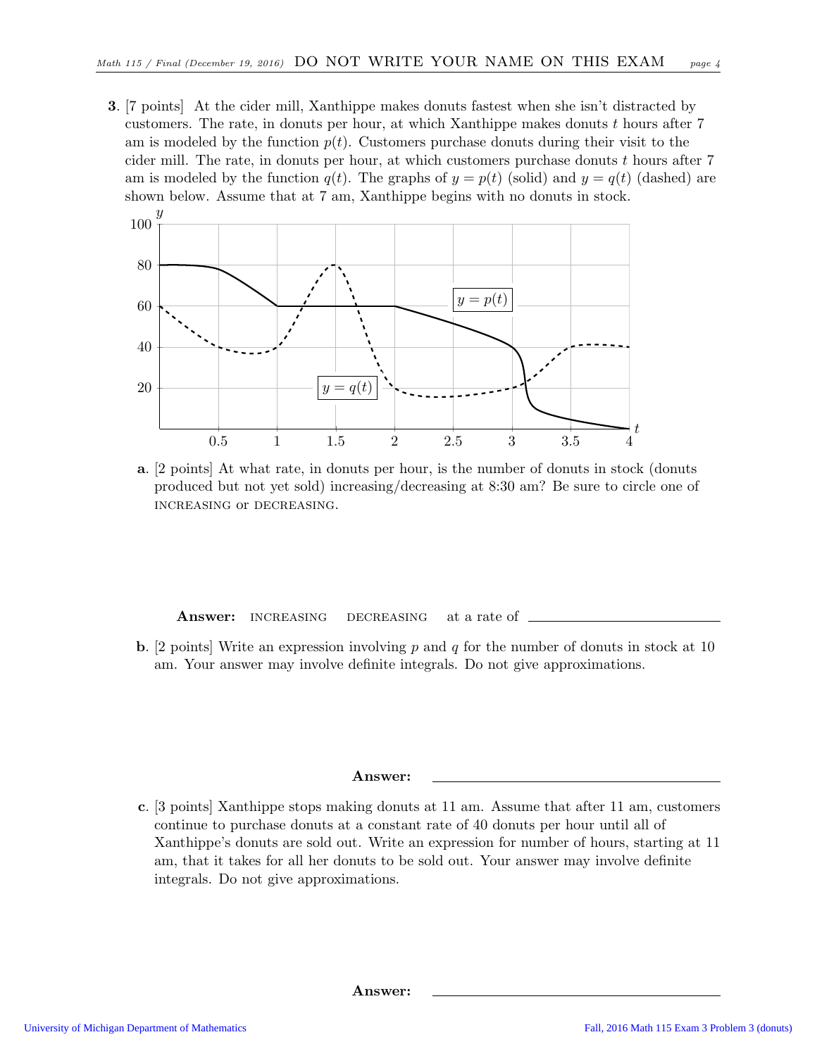**3**. [7 points] At the cider mill, Xanthippe makes donuts fastest when she isn't distracted by customers. The rate, in donuts per hour, at which Xanthippe makes donuts $t$ hours after 7 am is modeled by the function $p(t)$. Customers purchase donuts during their visit to the cider mill. The rate, in donuts per hour, at which customers purchase donuts $t$ hours after 7 am is modeled by the function $q(t)$. The graphs of $y = p(t)$ (solid) and $y = q(t)$ (dashed) are shown below. Assume that at 7 am, Xanthippe begins with no donuts in stock.

**a**. [2 points] At what rate, in donuts per hour, is the number of donuts in stock (donuts produced but not yet sold) increasing/decreasing at 8:30 am? Be sure to circle one of INCREASING or DECREASING.

**Answer:** INCREASING DECREASING at a rate of ______________

**b**. [2 points] Write an expression involving $p$ and $q$ for the number of donuts in stock at 10 am. Your answer may involve definite integrals. Do not give approximations.

**Answer:** ______________

**c**. [3 points] Xanthippe stops making donuts at 11 am. Assume that after 11 am, customers continue to purchase donuts at a constant rate of 40 donuts per hour until all of Xanthippe's donuts are sold out. Write an expression for number of hours, starting at 11 am, that it takes for all her donuts to be sold out. Your answer may involve definite integrals. Do not give approximations.

**Answer:** ______________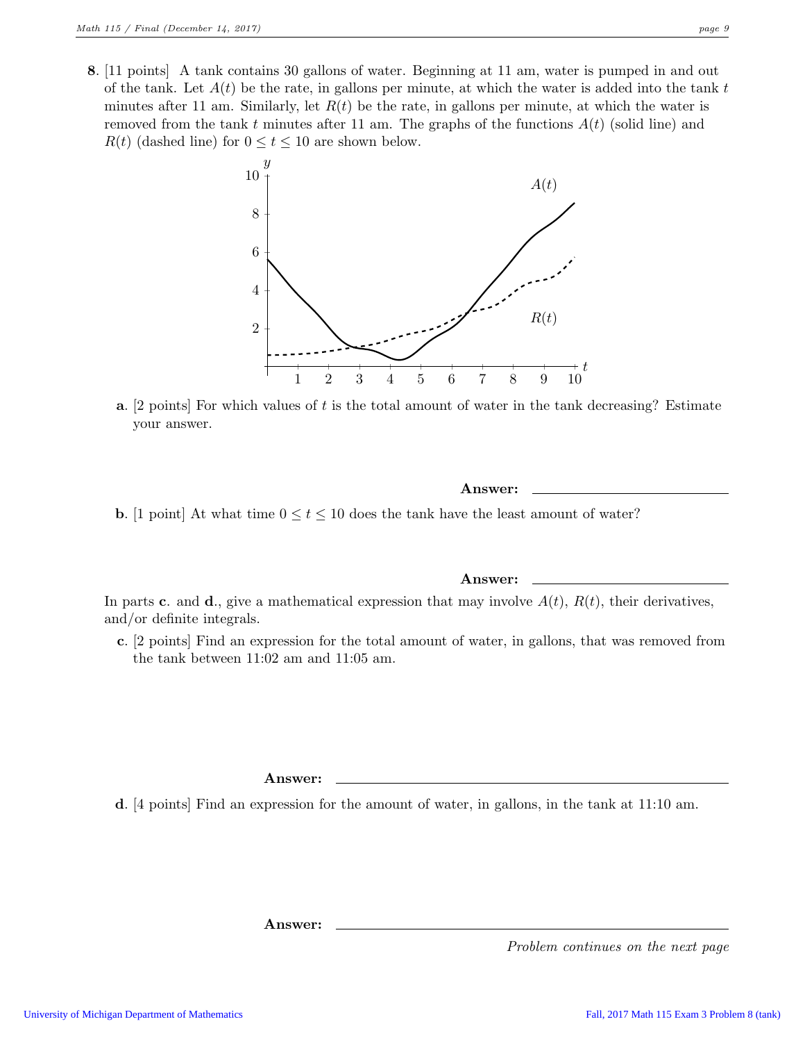**8.** [11 points] A tank contains 30 gallons of water. Beginning at 11 am, water is pumped in and out of the tank. Let $A(t)$ be the rate, in gallons per minute, at which the water is added into the tank $t$ minutes after 11 am. Similarly, let $R(t)$ be the rate, in gallons per minute, at which the water is removed from the tank $t$ minutes after 11 am. The graphs of the functions $A(t)$ (solid line) and $R(t)$ (dashed line) for $0 \leq t \leq 10$ are shown below.

**a.** [2 points] For which values of $t$ is the total amount of water in the tank decreasing? Estimate your answer.

**Answer:** ______________________

**b.** [1 point] At what time $0 \leq t \leq 10$ does the tank have the least amount of water?

**Answer:** ______________________

In parts **c.** and **d.**, give a mathematical expression that may involve $A(t)$, $R(t)$, their derivatives, and/or definite integrals.

**c.** [2 points] Find an expression for the total amount of water, in gallons, that was removed from the tank between 11:02 am and 11:05 am.

**Answer:** ______________________

**d.** [4 points] Find an expression for the amount of water, in gallons, in the tank at 11:10 am.

**Answer:** ______________________

*Problem continues on the next page*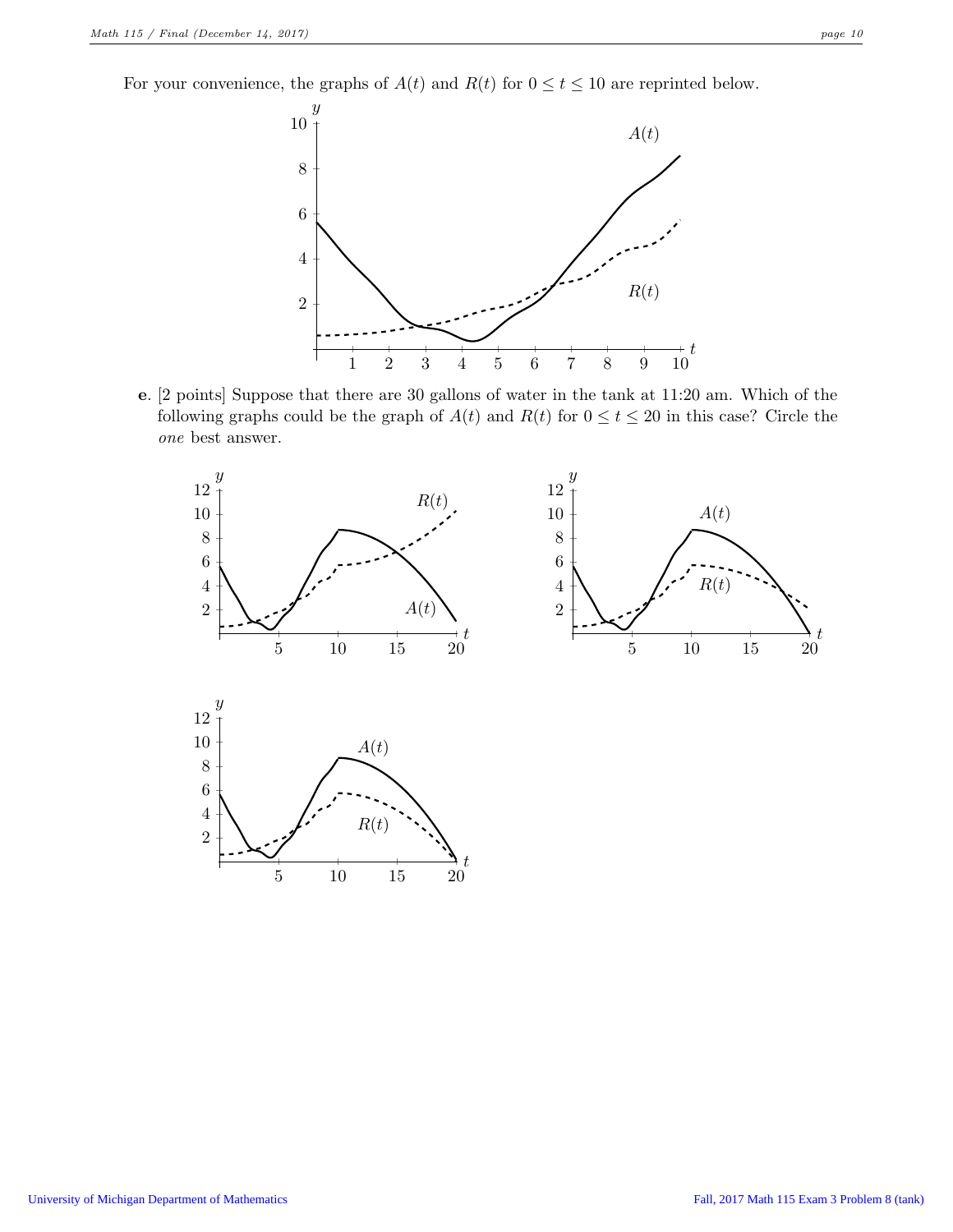For your convenience, the graphs of $A(t)$ and $R(t)$ for $0 \leq t \leq 10$ are reprinted below.

y
10
8
6
4
2
1 2 3 4 5 6 7 8 9 10 t
A(t)
R(t)

**e**. [2 points] Suppose that there are 30 gallons of water in the tank at 11:20 am. Which of the following graphs could be the graph of $A(t)$ and $R(t)$ for $0 \leq t \leq 20$ in this case? Circle the *one* best answer.

y
12
10
8
6
4
2
5 10 15 20 t
R(t)
A(t)

y
12
10
8
6
4
2
5 10 15 20 t
A(t)
R(t)

y
12
10
8
6
4
2
5 10 15 20 t
A(t)
R(t)